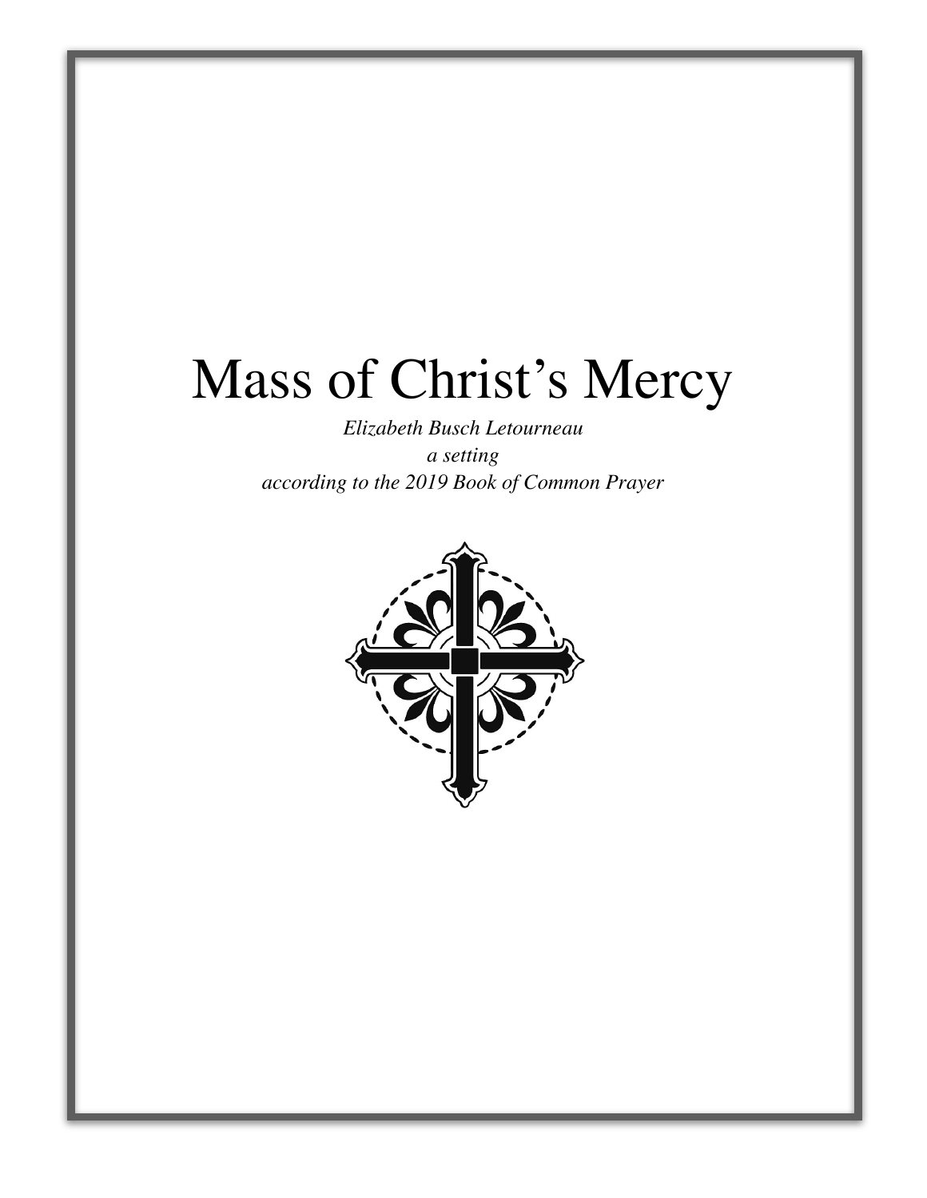# Mass of Christ's Mercy

*Elizabeth Busch Letourneau*

*a setting*

*according to the 2019 Book of Common Prayer*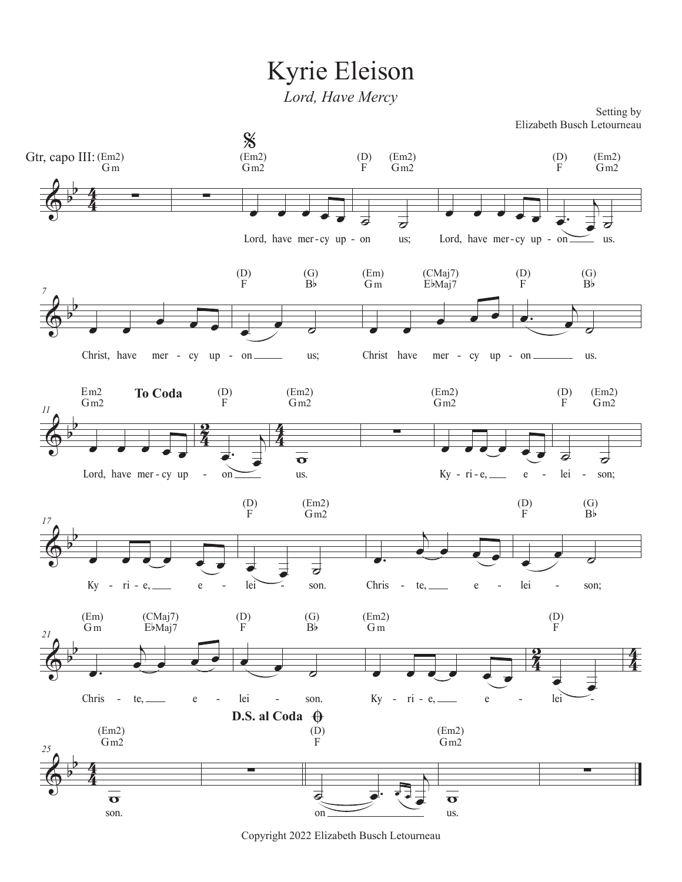# Kyrie Eleison

*Lord, Have Mercy*

Setting by
Elizabeth Busch Letourneau

Lord, have mercy upon us; Lord, have mercy upon us.

Christ, have mercy upon us; Christ have mercy upon us.

Lord, have mercy upon us.

Kyrie, eleison; Kyrie, eleison.

Christe, eleison; Christe, eleison.

Kyrie, eleison.

Copyright 2022 Elizabeth Busch Letourneau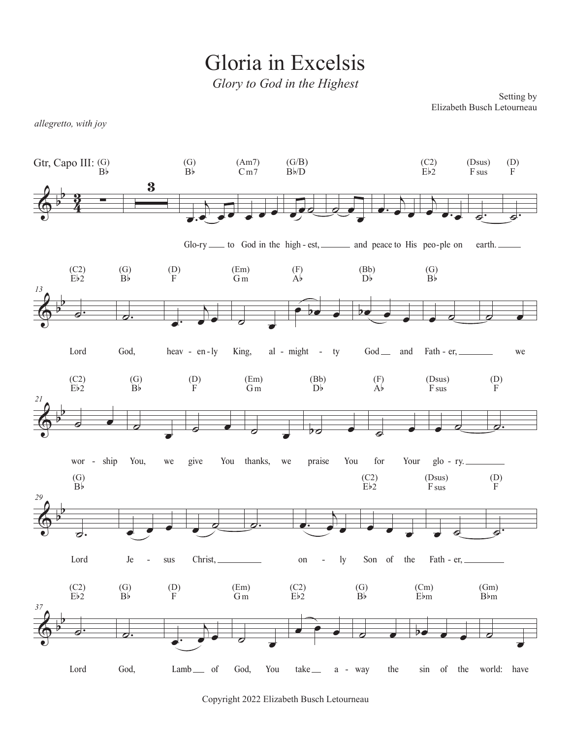# Gloria in Excelsis

*Glory to God in the Highest*

Setting by
Elizabeth Busch Letourneau

*allegretto, with joy*

Gtr, Capo III:

Glo-ry to God in the high-est, and peace to His peo-ple on earth.

Lord God, heav-en-ly King, al-might-ty God and Fath-er, we

wor-ship You, we give You thanks, we praise You for Your glo-ry.

Lord Je-sus Christ, on-ly Son of the Fath-er,

Lord God, Lamb of God, You take a-way the sin of the world: have

Copyright 2022 Elizabeth Busch Letourneau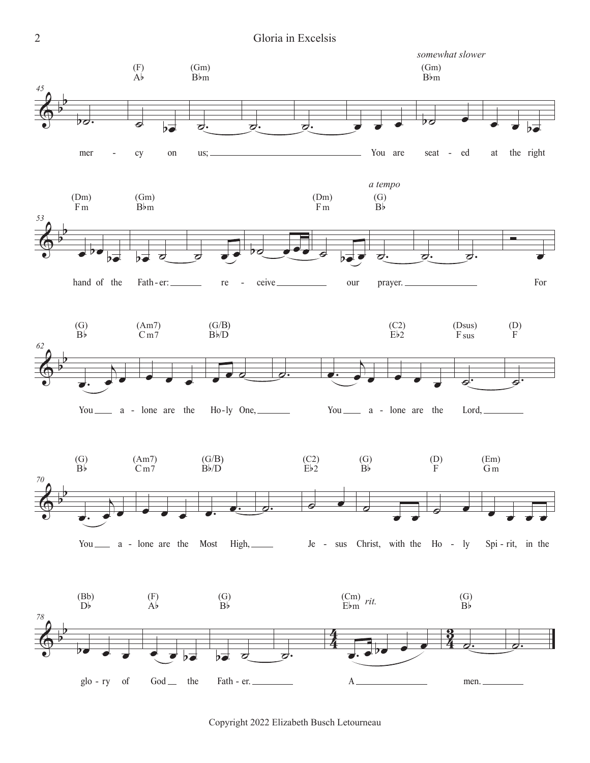somewhat slower

(F) A♭ (Gm) B♭m (Gm) B♭m

mer - cy on us; You are seat - ed at the right

a tempo

(Dm) Fm (Gm) B♭m (Dm) Fm (G) B♭

hand of the Fath - er: re - ceive our prayer. For

(G) B♭ (Am7) Cm7 (G/B) B♭/D (C2) E♭2 (Dsus) Fsus (D) F

You a - lone are the Ho - ly One, You a - lone are the Lord,

(G) B♭ (Am7) Cm7 (G/B) B♭/D (C2) E♭2 (G) B♭ (D) F (Em) Gm

You a - lone are the Most High, Je - sus Christ, with the Ho - ly Spi - rit, in the

(Bb) D♭ (F) A♭ (G) B♭ (Cm) E♭m rit. (G) B♭

glo - ry of God the Fath - er. A men.

Copyright 2022 Elizabeth Busch Letourneau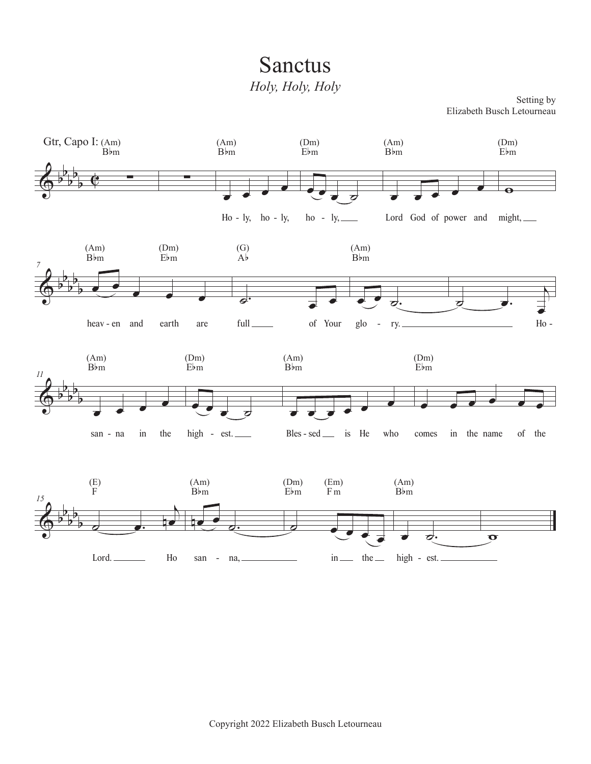# Sanctus

*Holy, Holy, Holy*

Setting by
Elizabeth Busch Letourneau

Gtr, Capo I:

(Am) B♭m | (Am) B♭m | (Dm) E♭m | (Am) B♭m | (Dm) E♭m

Ho - ly, ho - ly, ho - ly, Lord God of power and might,

(Am) B♭m | (Dm) E♭m | (G) A♭ | (Am) B♭m

heav - en and earth are full of Your glo - ry. Ho -

(Am) B♭m | (Dm) E♭m | (Am) B♭m | (Dm) E♭m

san - na in the high - est. Bles - sed is He who comes in the name of the

(E) F | (Am) B♭m | (Dm) E♭m | (Em) F m | (Am) B♭m

Lord. Ho san - na, in the high - est.

Copyright 2022 Elizabeth Busch Letourneau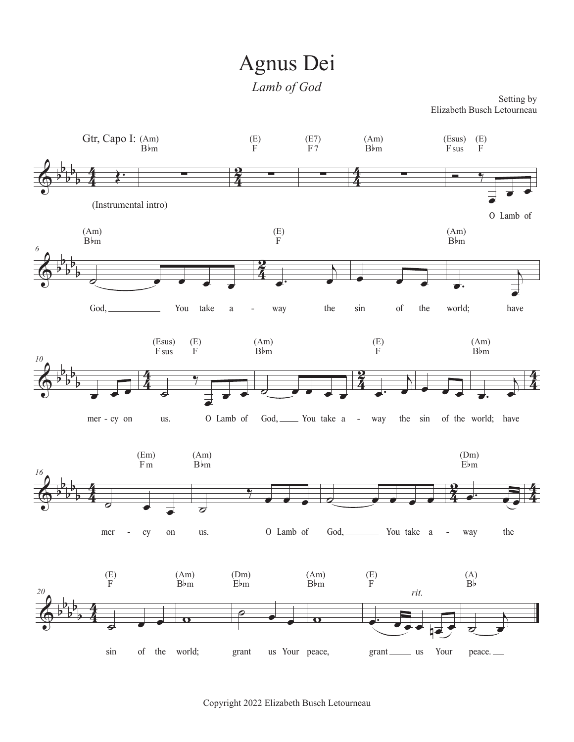# Agnus Dei

*Lamb of God*

Setting by
Elizabeth Busch Letourneau

Copyright 2022 Elizabeth Busch Letourneau